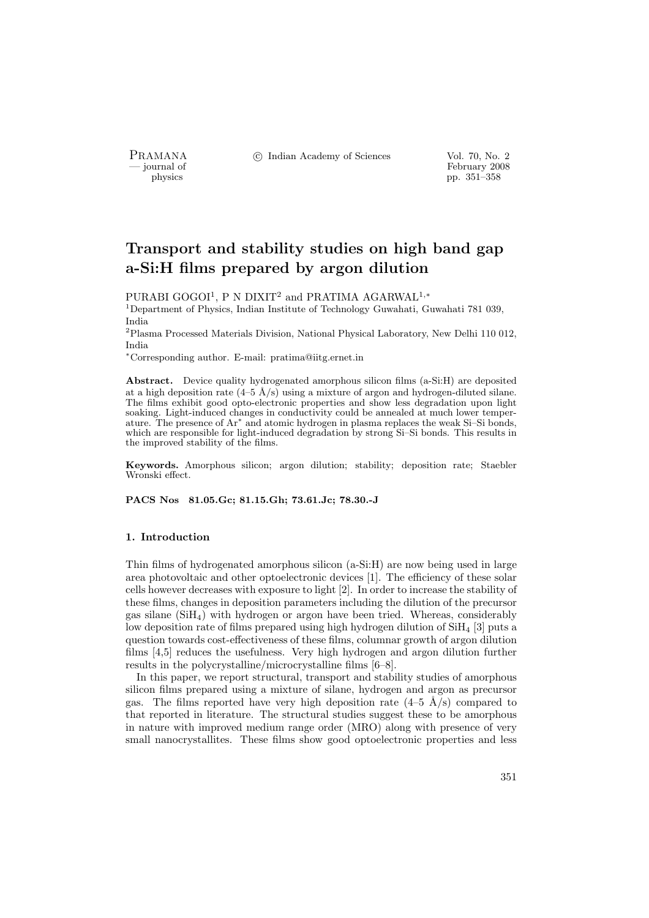# Transport and stability studies on high band gap a-Si:H films prepared by argon dilution

PURABI GOGOI[1], P N DIXIT[2] and PRATIMA AGARWAL[1,*]

[1]Department of Physics, Indian Institute of Technology Guwahati, Guwahati 781 039, India

[2]Plasma Processed Materials Division, National Physical Laboratory, New Delhi 110 012, India

[*]Corresponding author. E-mail: pratima@iitg.ernet.in

**Abstract.** Device quality hydrogenated amorphous silicon films (a-Si:H) are deposited at a high deposition rate (4–5 Å/s) using a mixture of argon and hydrogen-diluted silane. The films exhibit good opto-electronic properties and show less degradation upon light soaking. Light-induced changes in conductivity could be annealed at much lower temperature. The presence of $Ar^*$ and atomic hydrogen in plasma replaces the weak Si–Si bonds, which are responsible for light-induced degradation by strong Si–Si bonds. This results in the improved stability of the films.

**Keywords.** Amorphous silicon; argon dilution; stability; deposition rate; Staebler Wronski effect.

**PACS Nos 81.05.Gc; 81.15.Gh; 73.61.Jc; 78.30.-J**

## 1. Introduction

Thin films of hydrogenated amorphous silicon (a-Si:H) are now being used in large area photovoltaic and other optoelectronic devices [1]. The efficiency of these solar cells however decreases with exposure to light [2]. In order to increase the stability of these films, changes in deposition parameters including the dilution of the precursor gas silane ($SiH_4$) with hydrogen or argon have been tried. Whereas, considerably low deposition rate of films prepared using high hydrogen dilution of $SiH_4$ [3] puts a question towards cost-effectiveness of these films, columnar growth of argon dilution films [4,5] reduces the usefulness. Very high hydrogen and argon dilution further results in the polycrystalline/microcrystalline films [6–8].

In this paper, we report structural, transport and stability studies of amorphous silicon films prepared using a mixture of silane, hydrogen and argon as precursor gas. The films reported have very high deposition rate (4–5 Å/s) compared to that reported in literature. The structural studies suggest these to be amorphous in nature with improved medium range order (MRO) along with presence of very small nanocrystallites. These films show good optoelectronic properties and less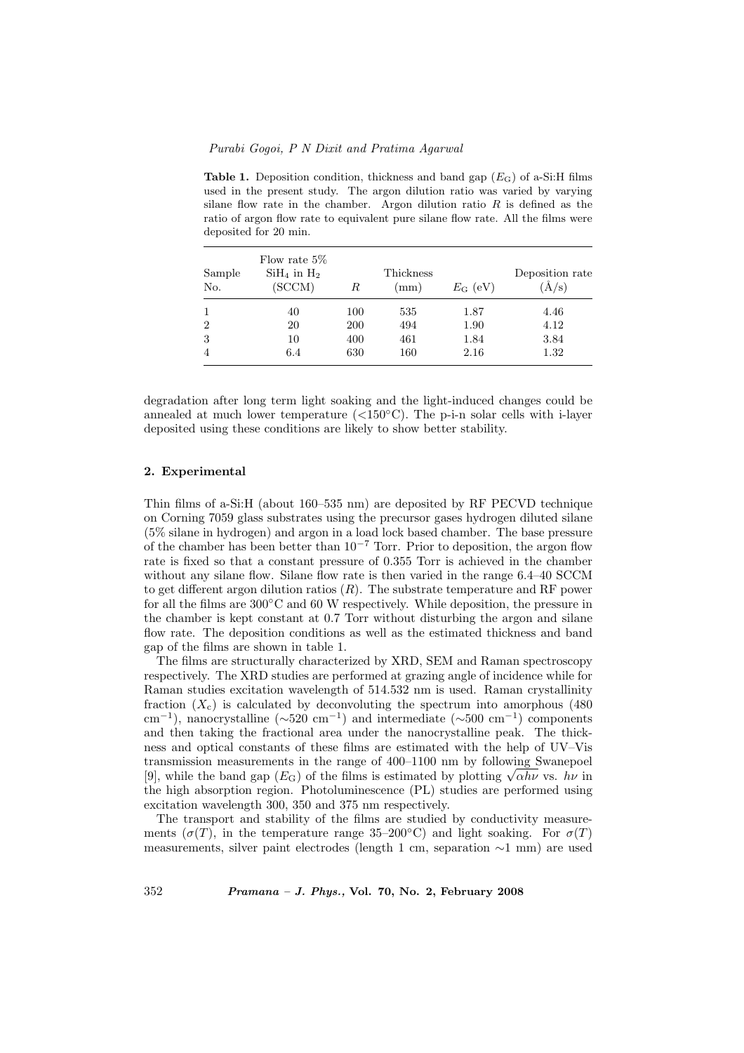**Table 1.** Deposition condition, thickness and band gap ($E_G$) of a-Si:H films used in the present study. The argon dilution ratio was varied by varying silane flow rate in the chamber. Argon dilution ratio $R$ is defined as the ratio of argon flow rate to equivalent pure silane flow rate. All the films were deposited for 20 min.

| Sample No. | Flow rate 5% $SiH_4$ in $H_2$ (SCCM) | $R$ | Thickness (mm) | $E_G$ (eV) | Deposition rate (Å/s) |
|---|---|---|---|---|---|
| 1 | 40 | 100 | 535 | 1.87 | 4.46 |
| 2 | 20 | 200 | 494 | 1.90 | 4.12 |
| 3 | 10 | 400 | 461 | 1.84 | 3.84 |
| 4 | 6.4 | 630 | 160 | 2.16 | 1.32 |

degradation after long term light soaking and the light-induced changes could be annealed at much lower temperature (<150°C). The p-i-n solar cells with i-layer deposited using these conditions are likely to show better stability.

## 2. Experimental

Thin films of a-Si:H (about 160–535 nm) are deposited by RF PECVD technique on Corning 7059 glass substrates using the precursor gases hydrogen diluted silane (5% silane in hydrogen) and argon in a load lock based chamber. The base pressure of the chamber has been better than $10^{-7}$ Torr. Prior to deposition, the argon flow rate is fixed so that a constant pressure of 0.355 Torr is achieved in the chamber without any silane flow. Silane flow rate is then varied in the range 6.4–40 SCCM to get different argon dilution ratios ($R$). The substrate temperature and RF power for all the films are 300°C and 60 W respectively. While deposition, the pressure in the chamber is kept constant at 0.7 Torr without disturbing the argon and silane flow rate. The deposition conditions as well as the estimated thickness and band gap of the films are shown in table 1.

The films are structurally characterized by XRD, SEM and Raman spectroscopy respectively. The XRD studies are performed at grazing angle of incidence while for Raman studies excitation wavelength of 514.532 nm is used. Raman crystallinity fraction ($X_c$) is calculated by deconvoluting the spectrum into amorphous (480 $cm^{-1}$), nanocrystalline ($\sim$520 $cm^{-1}$) and intermediate ($\sim$500 $cm^{-1}$) components and then taking the fractional area under the nanocrystalline peak. The thickness and optical constants of these films are estimated with the help of UV–Vis transmission measurements in the range of 400–1100 nm by following Swanepoel [9], while the band gap ($E_G$) of the films is estimated by plotting $\sqrt{\alpha h\nu}$ vs. $h\nu$ in the high absorption region. Photoluminescence (PL) studies are performed using excitation wavelength 300, 350 and 375 nm respectively.

The transport and stability of the films are studied by conductivity measurements ($\sigma(T)$, in the temperature range 35–200°C) and light soaking. For $\sigma(T)$ measurements, silver paint electrodes (length 1 cm, separation $\sim$1 mm) are used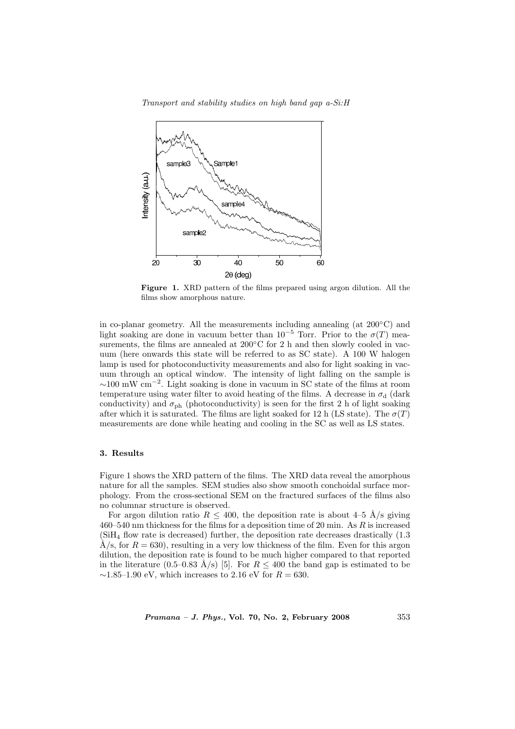**Figure 1.** XRD pattern of the films prepared using argon dilution. All the films show amorphous nature.

in co-planar geometry. All the measurements including annealing (at 200°C) and light soaking are done in vacuum better than $10^{-5}$ Torr. Prior to the $\sigma(T)$ measurements, the films are annealed at 200°C for 2 h and then slowly cooled in vacuum (here onwards this state will be referred to as SC state). A 100 W halogen lamp is used for photoconductivity measurements and also for light soaking in vacuum through an optical window. The intensity of light falling on the sample is $\sim$100 mW cm$^{-2}$. Light soaking is done in vacuum in SC state of the films at room temperature using water filter to avoid heating of the films. A decrease in $\sigma_d$ (dark conductivity) and $\sigma_{ph}$ (photoconductivity) is seen for the first 2 h of light soaking after which it is saturated. The films are light soaked for 12 h (LS state). The $\sigma(T)$ measurements are done while heating and cooling in the SC as well as LS states.

## 3. Results

Figure 1 shows the XRD pattern of the films. The XRD data reveal the amorphous nature for all the samples. SEM studies also show smooth conchoidal surface morphology. From the cross-sectional SEM on the fractured surfaces of the films also no columnar structure is observed.

For argon dilution ratio $R \leq 400$, the deposition rate is about 4–5 Å/s giving 460–540 nm thickness for the films for a deposition time of 20 min. As $R$ is increased ($SiH_4$ flow rate is decreased) further, the deposition rate decreases drastically (1.3 Å/s, for $R = 630$), resulting in a very low thickness of the film. Even for this argon dilution, the deposition rate is found to be much higher compared to that reported in the literature (0.5–0.83 Å/s) [5]. For $R \leq 400$ the band gap is estimated to be $\sim$1.85–1.90 eV, which increases to 2.16 eV for $R = 630$.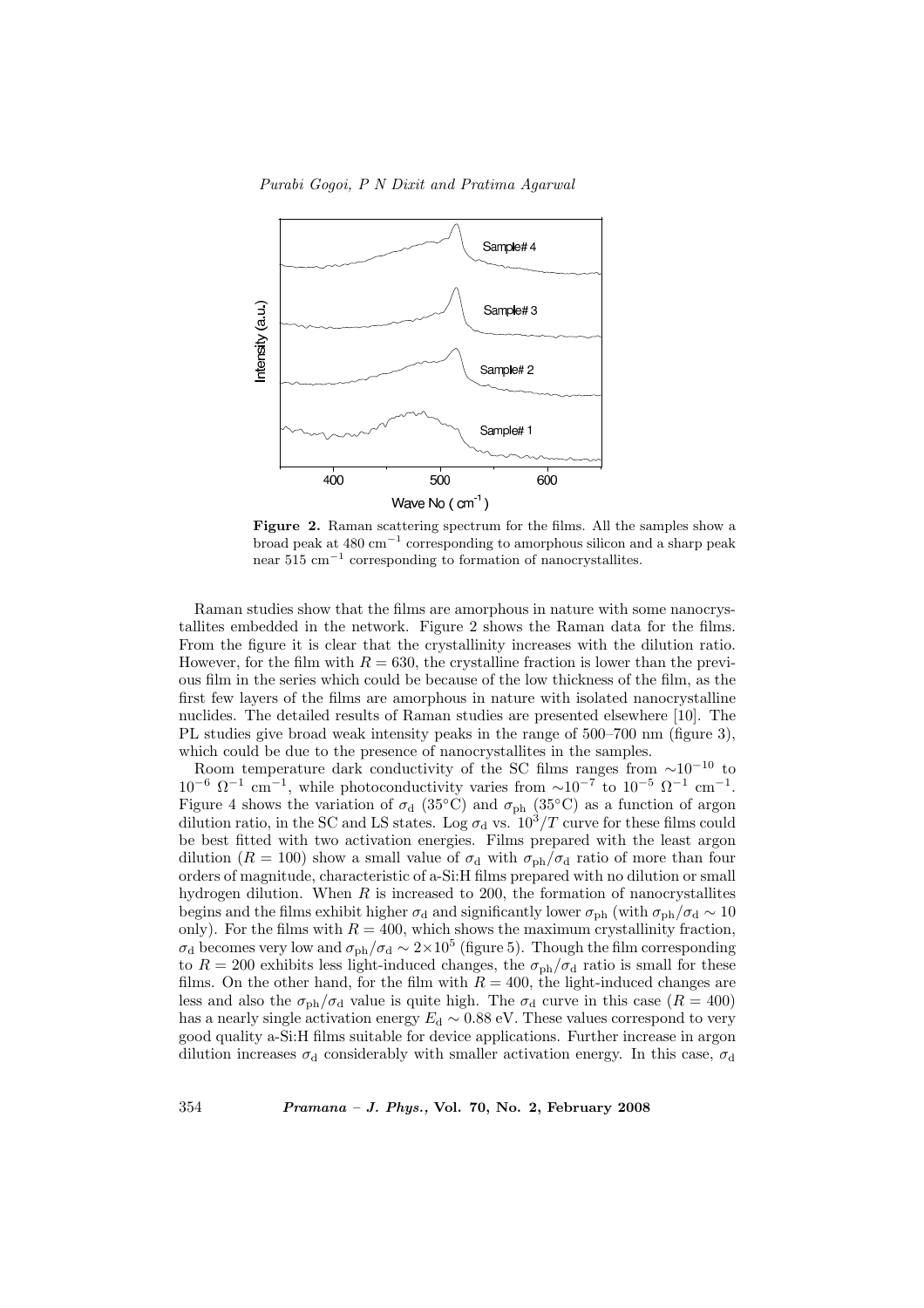**Figure 2.** Raman scattering spectrum for the films. All the samples show a broad peak at 480 $\text{cm}^{-1}$ corresponding to amorphous silicon and a sharp peak near 515 $\text{cm}^{-1}$ corresponding to formation of nanocrystallites.

Raman studies show that the films are amorphous in nature with some nanocrystallites embedded in the network. Figure 2 shows the Raman data for the films. From the figure it is clear that the crystallinity increases with the dilution ratio. However, for the film with $R = 630$, the crystalline fraction is lower than the previous film in the series which could be because of the low thickness of the film, as the first few layers of the films are amorphous in nature with isolated nanocrystalline nuclides. The detailed results of Raman studies are presented elsewhere [10]. The PL studies give broad weak intensity peaks in the range of 500–700 nm (figure 3), which could be due to the presence of nanocrystallites in the samples.

Room temperature dark conductivity of the SC films ranges from $\sim 10^{-10}$ to $10^{-6}$ $\Omega^{-1}$ $\text{cm}^{-1}$, while photoconductivity varies from $\sim 10^{-7}$ to $10^{-5}$ $\Omega^{-1}$ $\text{cm}^{-1}$. Figure 4 shows the variation of $\sigma_{\text{d}}$ (35°C) and $\sigma_{\text{ph}}$ (35°C) as a function of argon dilution ratio, in the SC and LS states. Log $\sigma_{\text{d}}$ vs. $10^3/T$ curve for these films could be best fitted with two activation energies. Films prepared with the least argon dilution ($R = 100$) show a small value of $\sigma_{\text{d}}$ with $\sigma_{\text{ph}}/\sigma_{\text{d}}$ ratio of more than four orders of magnitude, characteristic of a-Si:H films prepared with no dilution or small hydrogen dilution. When $R$ is increased to 200, the formation of nanocrystallites begins and the films exhibit higher $\sigma_{\text{d}}$ and significantly lower $\sigma_{\text{ph}}$ (with $\sigma_{\text{ph}}/\sigma_{\text{d}} \sim 10$ only). For the films with $R = 400$, which shows the maximum crystallinity fraction, $\sigma_{\text{d}}$ becomes very low and $\sigma_{\text{ph}}/\sigma_{\text{d}} \sim 2 \times 10^5$ (figure 5). Though the film corresponding to $R = 200$ exhibits less light-induced changes, the $\sigma_{\text{ph}}/\sigma_{\text{d}}$ ratio is small for these films. On the other hand, for the film with $R = 400$, the light-induced changes are less and also the $\sigma_{\text{ph}}/\sigma_{\text{d}}$ value is quite high. The $\sigma_{\text{d}}$ curve in this case ($R = 400$) has a nearly single activation energy $E_{\text{d}} \sim 0.88$ eV. These values correspond to very good quality a-Si:H films suitable for device applications. Further increase in argon dilution increases $\sigma_{\text{d}}$ considerably with smaller activation energy. In this case, $\sigma_{\text{d}}$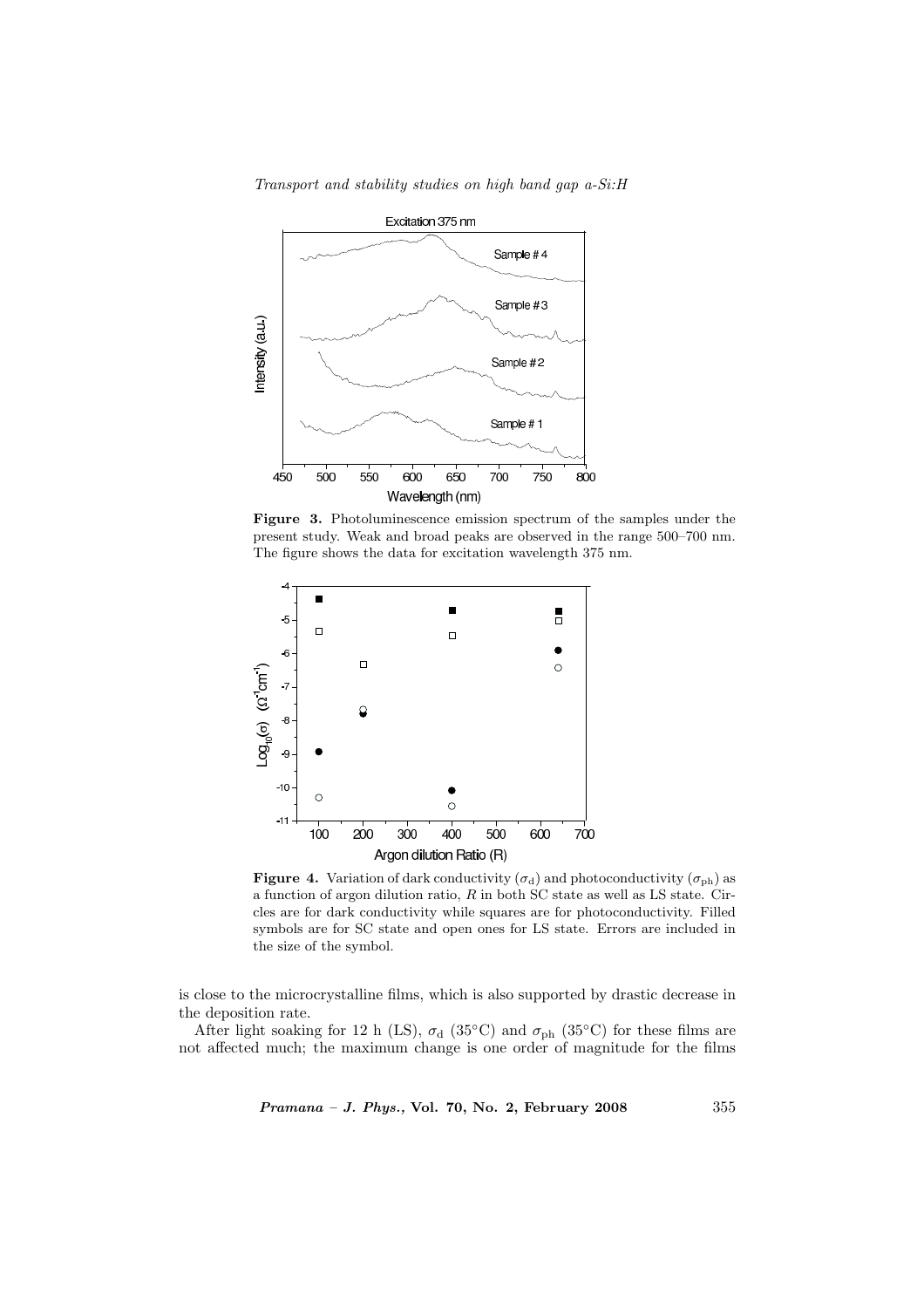**Figure 3.** Photoluminescence emission spectrum of the samples under the present study. Weak and broad peaks are observed in the range 500–700 nm. The figure shows the data for excitation wavelength 375 nm.

**Figure 4.** Variation of dark conductivity ($\sigma_d$) and photoconductivity ($\sigma_{ph}$) as a function of argon dilution ratio, $R$ in both SC state as well as LS state. Circles are for dark conductivity while squares are for photoconductivity. Filled symbols are for SC state and open ones for LS state. Errors are included in the size of the symbol.

is close to the microcrystalline films, which is also supported by drastic decrease in the deposition rate.

After light soaking for 12 h (LS), $\sigma_d$ (35°C) and $\sigma_{ph}$ (35°C) for these films are not affected much; the maximum change is one order of magnitude for the films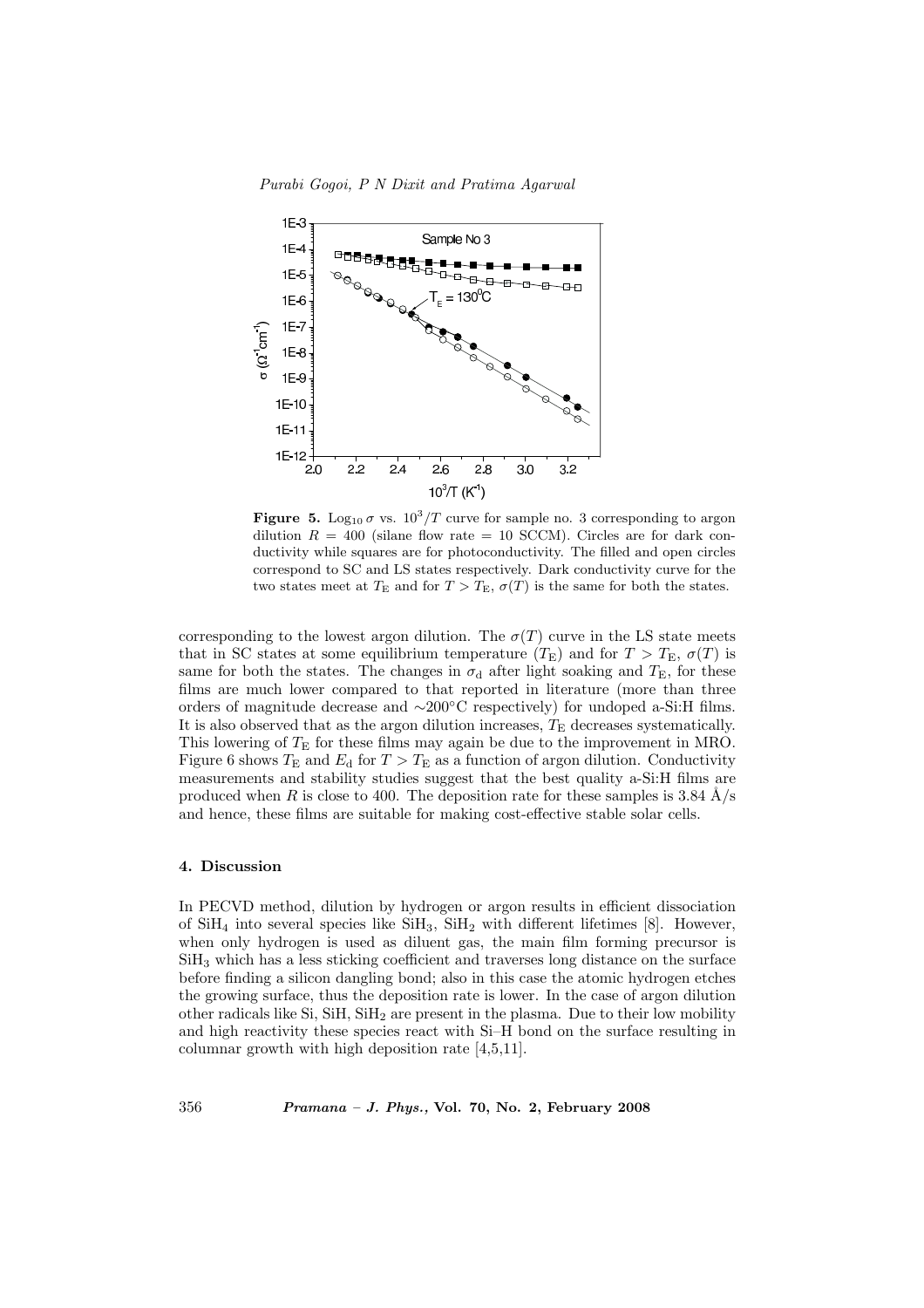**Figure 5.** $\text{Log}_{10}\,\sigma$ vs. $10^3/T$ curve for sample no. 3 corresponding to argon dilution $R = 400$ (silane flow rate = 10 SCCM). Circles are for dark conductivity while squares are for photoconductivity. The filled and open circles correspond to SC and LS states respectively. Dark conductivity curve for the two states meet at $T_E$ and for $T > T_E$, $\sigma(T)$ is the same for both the states.

corresponding to the lowest argon dilution. The $\sigma(T)$ curve in the LS state meets that in SC states at some equilibrium temperature ($T_E$) and for $T > T_E$, $\sigma(T)$ is same for both the states. The changes in $\sigma_d$ after light soaking and $T_E$, for these films are much lower compared to that reported in literature (more than three orders of magnitude decrease and $\sim$200°C respectively) for undoped a-Si:H films. It is also observed that as the argon dilution increases, $T_E$ decreases systematically. This lowering of $T_E$ for these films may again be due to the improvement in MRO. Figure 6 shows $T_E$ and $E_d$ for $T > T_E$ as a function of argon dilution. Conductivity measurements and stability studies suggest that the best quality a-Si:H films are produced when $R$ is close to 400. The deposition rate for these samples is 3.84 Å/s and hence, these films are suitable for making cost-effective stable solar cells.

## 4. Discussion

In PECVD method, dilution by hydrogen or argon results in efficient dissociation of $SiH_4$ into several species like $SiH_3$, $SiH_2$ with different lifetimes [8]. However, when only hydrogen is used as diluent gas, the main film forming precursor is $SiH_3$ which has a less sticking coefficient and traverses long distance on the surface before finding a silicon dangling bond; also in this case the atomic hydrogen etches the growing surface, thus the deposition rate is lower. In the case of argon dilution other radicals like Si, SiH, $SiH_2$ are present in the plasma. Due to their low mobility and high reactivity these species react with Si–H bond on the surface resulting in columnar growth with high deposition rate [4,5,11].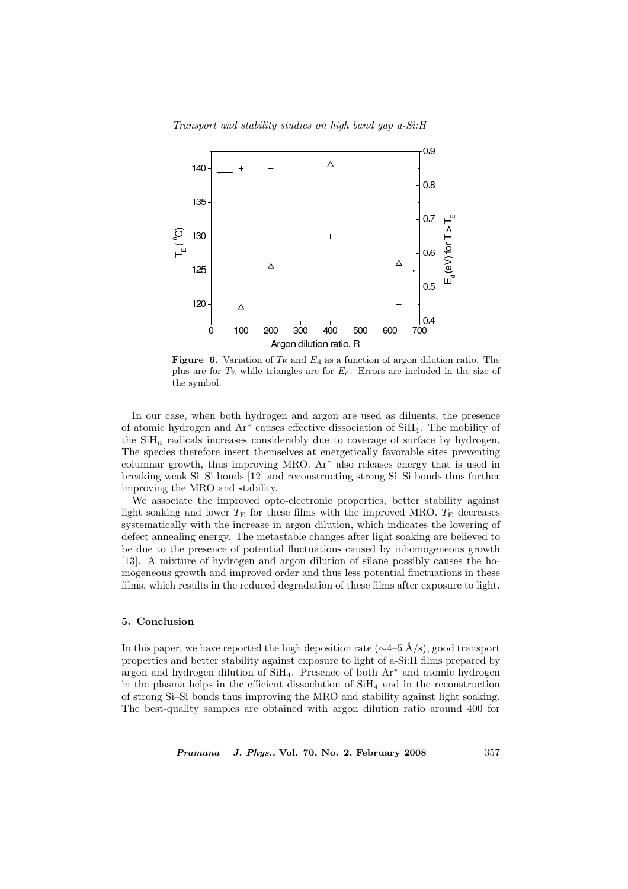**Figure 6.** Variation of $T_E$ and $E_d$ as a function of argon dilution ratio. The plus are for $T_E$ while triangles are for $E_d$. Errors are included in the size of the symbol.

In our case, when both hydrogen and argon are used as diluents, the presence of atomic hydrogen and $Ar^*$ causes effective dissociation of $SiH_4$. The mobility of the $SiH_n$ radicals increases considerably due to coverage of surface by hydrogen. The species therefore insert themselves at energetically favorable sites preventing columnar growth, thus improving MRO. $Ar^*$ also releases energy that is used in breaking weak Si–Si bonds [12] and reconstructing strong Si–Si bonds thus further improving the MRO and stability.

We associate the improved opto-electronic properties, better stability against light soaking and lower $T_E$ for these films with the improved MRO. $T_E$ decreases systematically with the increase in argon dilution, which indicates the lowering of defect annealing energy. The metastable changes after light soaking are believed to be due to the presence of potential fluctuations caused by inhomogeneous growth [13]. A mixture of hydrogen and argon dilution of silane possibly causes the homogeneous growth and improved order and thus less potential fluctuations in these films, which results in the reduced degradation of these films after exposure to light.

## 5. Conclusion

In this paper, we have reported the high deposition rate (∼4–5 Å/s), good transport properties and better stability against exposure to light of a-Si:H films prepared by argon and hydrogen dilution of $SiH_4$. Presence of both $Ar^*$ and atomic hydrogen in the plasma helps in the efficient dissociation of $SiH_4$ and in the reconstruction of strong Si–Si bonds thus improving the MRO and stability against light soaking. The best-quality samples are obtained with argon dilution ratio around 400 for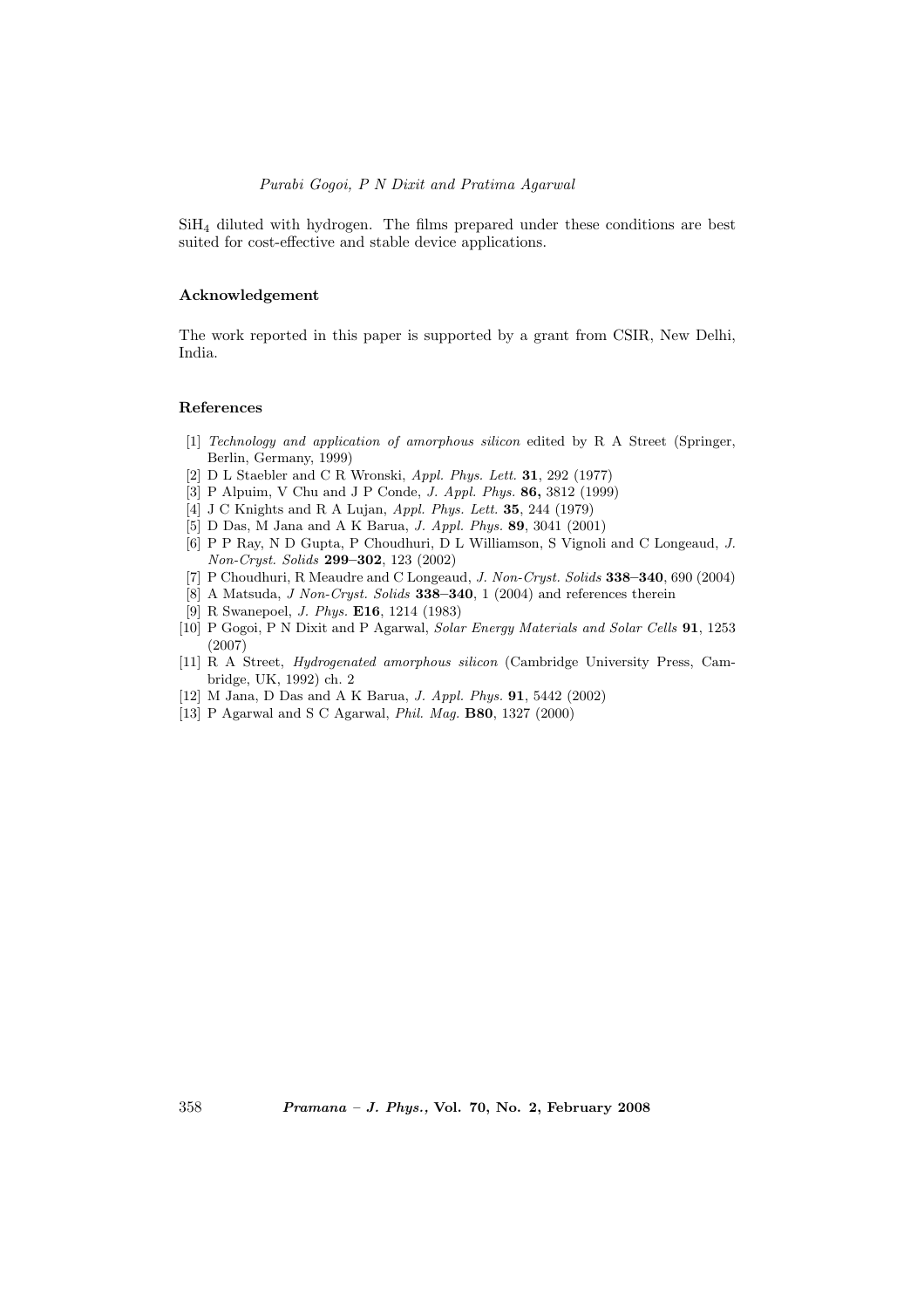$SiH_4$ diluted with hydrogen. The films prepared under these conditions are best suited for cost-effective and stable device applications.

### Acknowledgement

The work reported in this paper is supported by a grant from CSIR, New Delhi, India.

### References

[1] *Technology and application of amorphous silicon* edited by R A Street (Springer, Berlin, Germany, 1999)

[2] D L Staebler and C R Wronski, *Appl. Phys. Lett.* **31**, 292 (1977)

[3] P Alpuim, V Chu and J P Conde, *J. Appl. Phys.* **86,** 3812 (1999)

[4] J C Knights and R A Lujan, *Appl. Phys. Lett.* **35**, 244 (1979)

[5] D Das, M Jana and A K Barua, *J. Appl. Phys.* **89**, 3041 (2001)

[6] P P Ray, N D Gupta, P Choudhuri, D L Williamson, S Vignoli and C Longeaud, *J. Non-Cryst. Solids* **299–302**, 123 (2002)

[7] P Choudhuri, R Meaudre and C Longeaud, *J. Non-Cryst. Solids* **338–340**, 690 (2004)

[8] A Matsuda, *J Non-Cryst. Solids* **338–340**, 1 (2004) and references therein

[9] R Swanepoel, *J. Phys.* **E16**, 1214 (1983)

[10] P Gogoi, P N Dixit and P Agarwal, *Solar Energy Materials and Solar Cells* **91**, 1253 (2007)

[11] R A Street, *Hydrogenated amorphous silicon* (Cambridge University Press, Cambridge, UK, 1992) ch. 2

[12] M Jana, D Das and A K Barua, *J. Appl. Phys.* **91**, 5442 (2002)

[13] P Agarwal and S C Agarwal, *Phil. Mag.* **B80**, 1327 (2000)